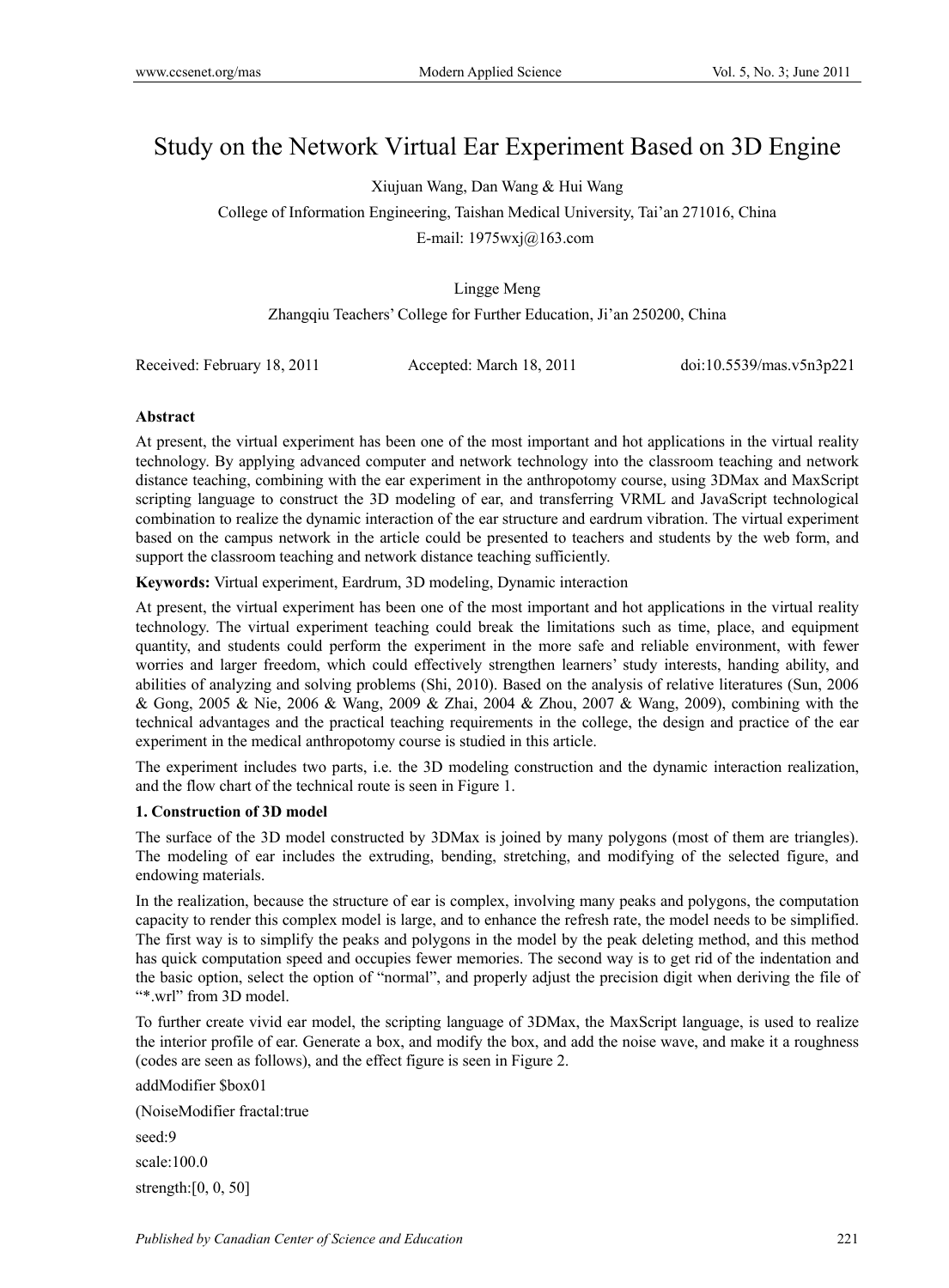# Study on the Network Virtual Ear Experiment Based on 3D Engine

Xiujuan Wang, Dan Wang & Hui Wang

College of Information Engineering, Taishan Medical University, Tai'an 271016, China

E-mail: 1975wxj@163.com

Lingge Meng

Zhangqiu Teachers' College for Further Education, Ji'an 250200, China

Received: February 18, 2011 Accepted: March 18, 2011 doi:10.5539/mas.v5n3p221

**Abstract**

At present, the virtual experiment has been one of the most important and hot applications in the virtual reality technology. By applying advanced computer and network technology into the classroom teaching and network distance teaching, combining with the ear experiment in the anthropotomy course, using 3DMax and MaxScript scripting language to construct the 3D modeling of ear, and transferring VRML and JavaScript technological combination to realize the dynamic interaction of the ear structure and eardrum vibration. The virtual experiment based on the campus network in the article could be presented to teachers and students by the web form, and support the classroom teaching and network distance teaching sufficiently.

**Keywords:** Virtual experiment, Eardrum, 3D modeling, Dynamic interaction

At present, the virtual experiment has been one of the most important and hot applications in the virtual reality technology. The virtual experiment teaching could break the limitations such as time, place, and equipment quantity, and students could perform the experiment in the more safe and reliable environment, with fewer worries and larger freedom, which could effectively strengthen learners' study interests, handing ability, and abilities of analyzing and solving problems (Shi, 2010). Based on the analysis of relative literatures (Sun, 2006 & Gong, 2005 & Nie, 2006 & Wang, 2009 & Zhai, 2004 & Zhou, 2007 & Wang, 2009), combining with the technical advantages and the practical teaching requirements in the college, the design and practice of the ear experiment in the medical anthropotomy course is studied in this article.

The experiment includes two parts, i.e. the 3D modeling construction and the dynamic interaction realization, and the flow chart of the technical route is seen in Figure 1.

**1. Construction of 3D model**

The surface of the 3D model constructed by 3DMax is joined by many polygons (most of them are triangles). The modeling of ear includes the extruding, bending, stretching, and modifying of the selected figure, and endowing materials.

In the realization, because the structure of ear is complex, involving many peaks and polygons, the computation capacity to render this complex model is large, and to enhance the refresh rate, the model needs to be simplified. The first way is to simplify the peaks and polygons in the model by the peak deleting method, and this method has quick computation speed and occupies fewer memories. The second way is to get rid of the indentation and the basic option, select the option of "normal", and properly adjust the precision digit when deriving the file of "*.wrl" from 3D model.

To further create vivid ear model, the scripting language of 3DMax, the MaxScript language, is used to realize the interior profile of ear. Generate a box, and modify the box, and add the noise wave, and make it a roughness (codes are seen as follows), and the effect figure is seen in Figure 2.

```
addModifier $box01
(NoiseModifier fractal:true
seed:9
scale:100.0
strength:[0, 0, 50]
```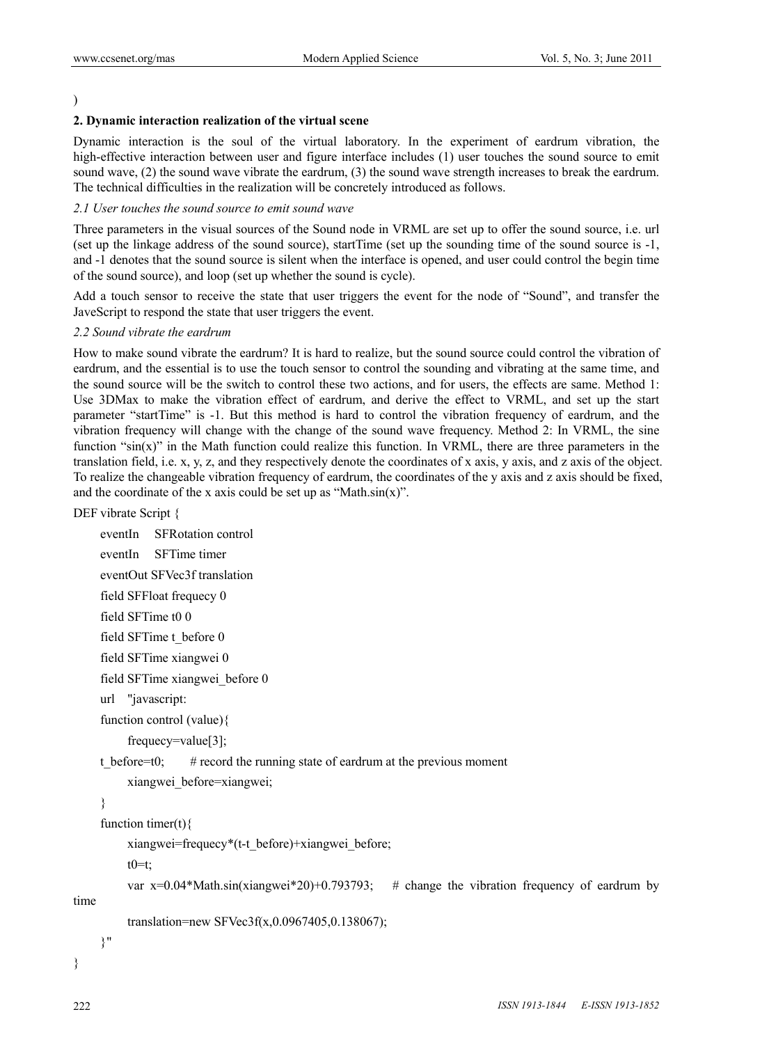)

## 2. Dynamic interaction realization of the virtual scene

Dynamic interaction is the soul of the virtual laboratory. In the experiment of eardrum vibration, the high-effective interaction between user and figure interface includes (1) user touches the sound source to emit sound wave, (2) the sound wave vibrate the eardrum, (3) the sound wave strength increases to break the eardrum. The technical difficulties in the realization will be concretely introduced as follows.

### *2.1 User touches the sound source to emit sound wave*

Three parameters in the visual sources of the Sound node in VRML are set up to offer the sound source, i.e. url (set up the linkage address of the sound source), startTime (set up the sounding time of the sound source is -1, and -1 denotes that the sound source is silent when the interface is opened, and user could control the begin time of the sound source), and loop (set up whether the sound is cycle).

Add a touch sensor to receive the state that user triggers the event for the node of "Sound", and transfer the JaveScript to respond the state that user triggers the event.

### *2.2 Sound vibrate the eardrum*

How to make sound vibrate the eardrum? It is hard to realize, but the sound source could control the vibration of eardrum, and the essential is to use the touch sensor to control the sounding and vibrating at the same time, and the sound source will be the switch to control these two actions, and for users, the effects are same. Method 1: Use 3DMax to make the vibration effect of eardrum, and derive the effect to VRML, and set up the start parameter "startTime" is -1. But this method is hard to control the vibration frequency of eardrum, and the vibration frequency will change with the change of the sound wave frequency. Method 2: In VRML, the sine function "sin(x)" in the Math function could realize this function. In VRML, there are three parameters in the translation field, i.e. x, y, z, and they respectively denote the coordinates of x axis, y axis, and z axis of the object. To realize the changeable vibration frequency of eardrum, the coordinates of the y axis and z axis should be fixed, and the coordinate of the x axis could be set up as "Math.sin(x)".

```
DEF vibrate Script {
    eventIn    SFRotation control
    eventIn    SFTime timer
    eventOut SFVec3f translation
    field SFFloat frequecy 0
    field SFTime t0 0
    field SFTime t_before 0
    field SFTime xiangwei 0
    field SFTime xiangwei_before 0
    url   "javascript:
    function control (value){
        frequecy=value[3];
    t_before=t0;      # record the running state of eardrum at the previous moment
        xiangwei_before=xiangwei;
    }
    function timer(t){
        xiangwei=frequecy*(t-t_before)+xiangwei_before;
        t0=t;
        var x=0.04*Math.sin(xiangwei*20)+0.793793;    # change the vibration frequency of eardrum by time
        translation=new SFVec3f(x,0.0967405,0.138067);
    }"
}
```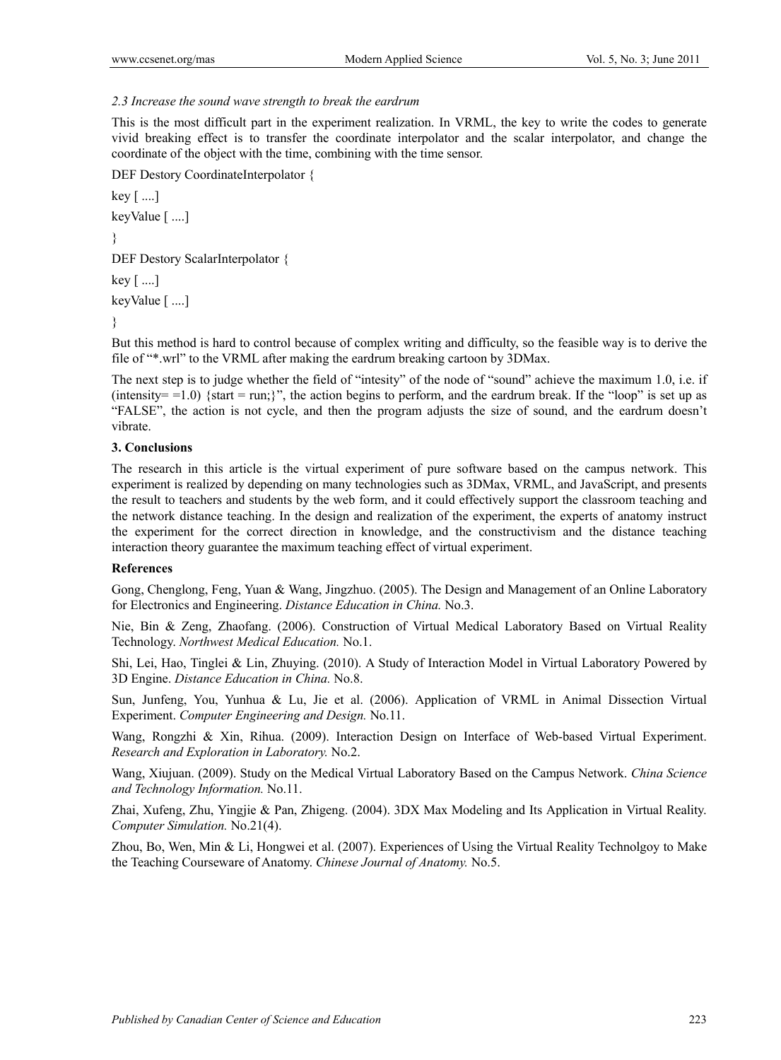### *2.3 Increase the sound wave strength to break the eardrum*

This is the most difficult part in the experiment realization. In VRML, the key to write the codes to generate vivid breaking effect is to transfer the coordinate interpolator and the scalar interpolator, and change the coordinate of the object with the time, combining with the time sensor.

```
DEF Destory CoordinateInterpolator {
key [ ....]
keyValue [ ....]
}
DEF Destory ScalarInterpolator {
key [ ....]
keyValue [ ....]
}
```

But this method is hard to control because of complex writing and difficulty, so the feasible way is to derive the file of "*.wrl" to the VRML after making the eardrum breaking cartoon by 3DMax.

The next step is to judge whether the field of "intesity" of the node of "sound" achieve the maximum 1.0, i.e. if (intensity= =1.0) {start = run;}", the action begins to perform, and the eardrum break. If the "loop" is set up as "FALSE", the action is not cycle, and then the program adjusts the size of sound, and the eardrum doesn't vibrate.

## 3. Conclusions

The research in this article is the virtual experiment of pure software based on the campus network. This experiment is realized by depending on many technologies such as 3DMax, VRML, and JavaScript, and presents the result to teachers and students by the web form, and it could effectively support the classroom teaching and the network distance teaching. In the design and realization of the experiment, the experts of anatomy instruct the experiment for the correct direction in knowledge, and the constructivism and the distance teaching interaction theory guarantee the maximum teaching effect of virtual experiment.

## References

Gong, Chenglong, Feng, Yuan & Wang, Jingzhuo. (2005). The Design and Management of an Online Laboratory for Electronics and Engineering. *Distance Education in China.* No.3.

Nie, Bin & Zeng, Zhaofang. (2006). Construction of Virtual Medical Laboratory Based on Virtual Reality Technology. *Northwest Medical Education.* No.1.

Shi, Lei, Hao, Tinglei & Lin, Zhuying. (2010). A Study of Interaction Model in Virtual Laboratory Powered by 3D Engine. *Distance Education in China.* No.8.

Sun, Junfeng, You, Yunhua & Lu, Jie et al. (2006). Application of VRML in Animal Dissection Virtual Experiment. *Computer Engineering and Design.* No.11.

Wang, Rongzhi & Xin, Rihua. (2009). Interaction Design on Interface of Web-based Virtual Experiment. *Research and Exploration in Laboratory.* No.2.

Wang, Xiujuan. (2009). Study on the Medical Virtual Laboratory Based on the Campus Network. *China Science and Technology Information.* No.11.

Zhai, Xufeng, Zhu, Yingjie & Pan, Zhigeng. (2004). 3DX Max Modeling and Its Application in Virtual Reality. *Computer Simulation.* No.21(4).

Zhou, Bo, Wen, Min & Li, Hongwei et al. (2007). Experiences of Using the Virtual Reality Technolgoy to Make the Teaching Courseware of Anatomy. *Chinese Journal of Anatomy.* No.5.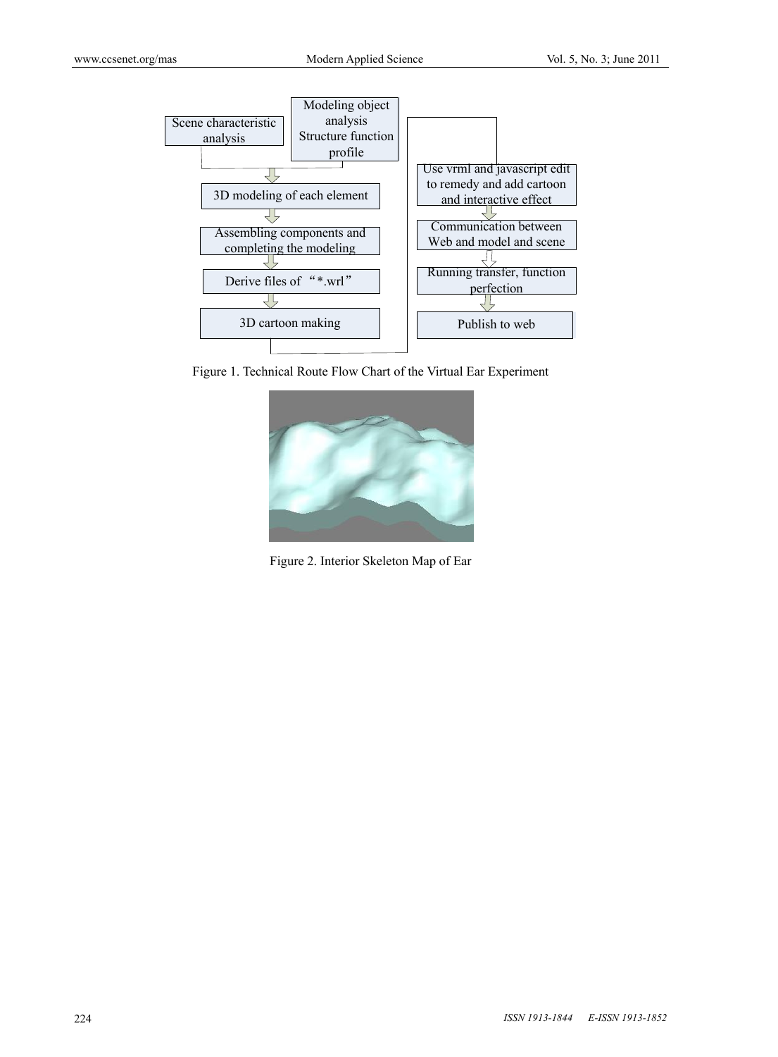Scene characteristic analysis

Modeling object analysis Structure function profile

3D modeling of each element

Assembling components and completing the modeling

Derive files of "*.wrl"

3D cartoon making

Use vrml and javascript edit to remedy and add cartoon and interactive effect

Communication between Web and model and scene

Running transfer, function perfection

Publish to web

Figure 1. Technical Route Flow Chart of the Virtual Ear Experiment

Figure 2. Interior Skeleton Map of Ear